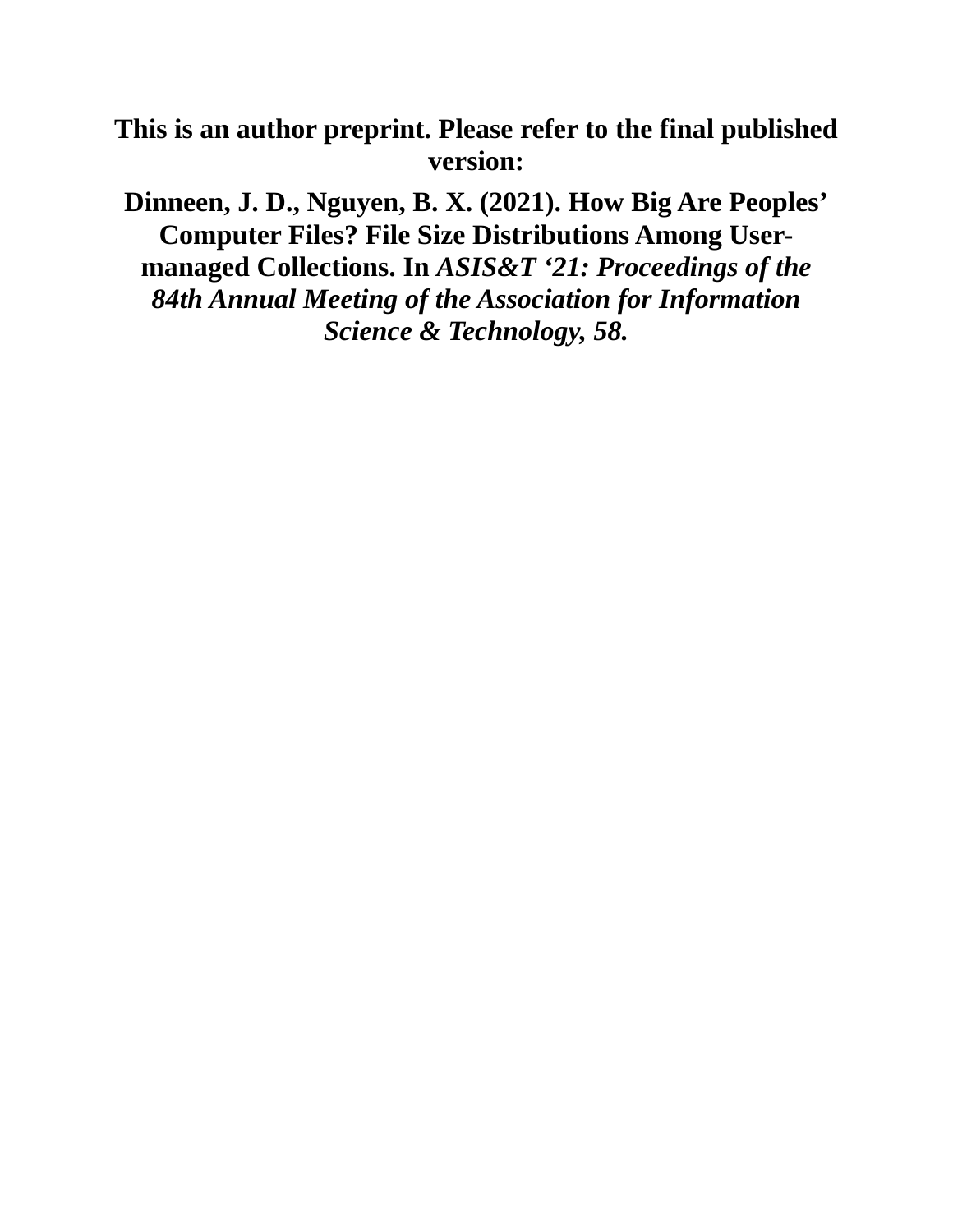**This is an author preprint. Please refer to the final published version:**

**Dinneen, J. D., Nguyen, B. X. (2021). How Big Are Peoples' Computer Files? File Size Distributions Among User-managed Collections. In *ASIS&T '21: Proceedings of the 84th Annual Meeting of the Association for Information Science & Technology, 58.***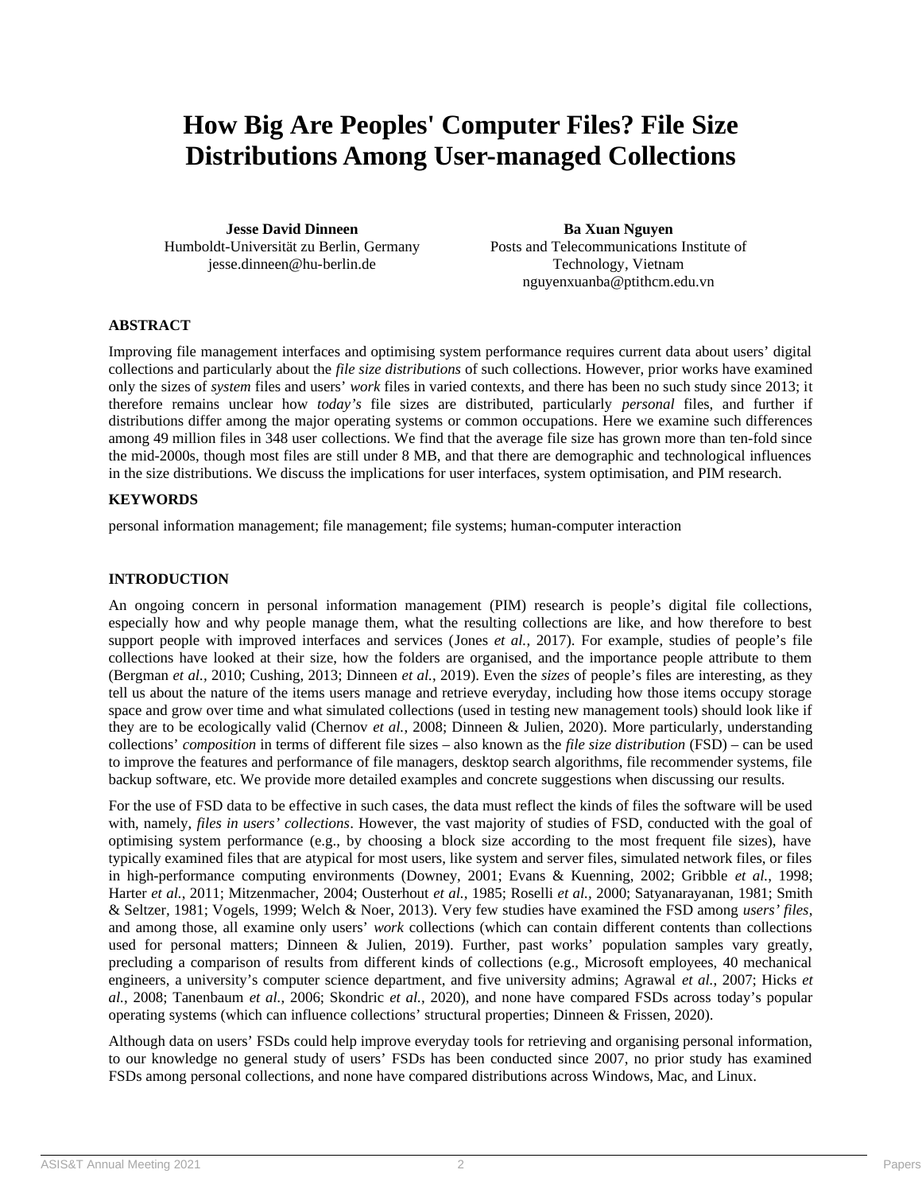# How Big Are Peoples' Computer Files? File Size Distributions Among User-managed Collections

**Jesse David Dinneen**
Humboldt-Universität zu Berlin, Germany
jesse.dinneen@hu-berlin.de

**Ba Xuan Nguyen**
Posts and Telecommunications Institute of Technology, Vietnam
nguyenxuanba@ptithcm.edu.vn

## ABSTRACT

Improving file management interfaces and optimising system performance requires current data about users' digital collections and particularly about the *file size distributions* of such collections. However, prior works have examined only the sizes of *system* files and users' *work* files in varied contexts, and there has been no such study since 2013; it therefore remains unclear how *today's* file sizes are distributed, particularly *personal* files, and further if distributions differ among the major operating systems or common occupations. Here we examine such differences among 49 million files in 348 user collections. We find that the average file size has grown more than ten-fold since the mid-2000s, though most files are still under 8 MB, and that there are demographic and technological influences in the size distributions. We discuss the implications for user interfaces, system optimisation, and PIM research.

## KEYWORDS

personal information management; file management; file systems; human-computer interaction

## INTRODUCTION

An ongoing concern in personal information management (PIM) research is people's digital file collections, especially how and why people manage them, what the resulting collections are like, and how therefore to best support people with improved interfaces and services (Jones *et al.*, 2017). For example, studies of people's file collections have looked at their size, how the folders are organised, and the importance people attribute to them (Bergman *et al.*, 2010; Cushing, 2013; Dinneen *et al.*, 2019). Even the *sizes* of people's files are interesting, as they tell us about the nature of the items users manage and retrieve everyday, including how those items occupy storage space and grow over time and what simulated collections (used in testing new management tools) should look like if they are to be ecologically valid (Chernov *et al.*, 2008; Dinneen & Julien, 2020). More particularly, understanding collections' *composition* in terms of different file sizes – also known as the *file size distribution* (FSD) – can be used to improve the features and performance of file managers, desktop search algorithms, file recommender systems, file backup software, etc. We provide more detailed examples and concrete suggestions when discussing our results.

For the use of FSD data to be effective in such cases, the data must reflect the kinds of files the software will be used with, namely, *files in users' collections*. However, the vast majority of studies of FSD, conducted with the goal of optimising system performance (e.g., by choosing a block size according to the most frequent file sizes), have typically examined files that are atypical for most users, like system and server files, simulated network files, or files in high-performance computing environments (Downey, 2001; Evans & Kuenning, 2002; Gribble *et al.*, 1998; Harter *et al.*, 2011; Mitzenmacher, 2004; Ousterhout *et al.*, 1985; Roselli *et al.*, 2000; Satyanarayanan, 1981; Smith & Seltzer, 1981; Vogels, 1999; Welch & Noer, 2013). Very few studies have examined the FSD among *users' files*, and among those, all examine only users' *work* collections (which can contain different contents than collections used for personal matters; Dinneen & Julien, 2019). Further, past works' population samples vary greatly, precluding a comparison of results from different kinds of collections (e.g., Microsoft employees, 40 mechanical engineers, a university's computer science department, and five university admins; Agrawal *et al.*, 2007; Hicks *et al.*, 2008; Tanenbaum *et al.*, 2006; Skondric *et al.*, 2020), and none have compared FSDs across today's popular operating systems (which can influence collections' structural properties; Dinneen & Frissen, 2020).

Although data on users' FSDs could help improve everyday tools for retrieving and organising personal information, to our knowledge no general study of users' FSDs has been conducted since 2007, no prior study has examined FSDs among personal collections, and none have compared distributions across Windows, Mac, and Linux.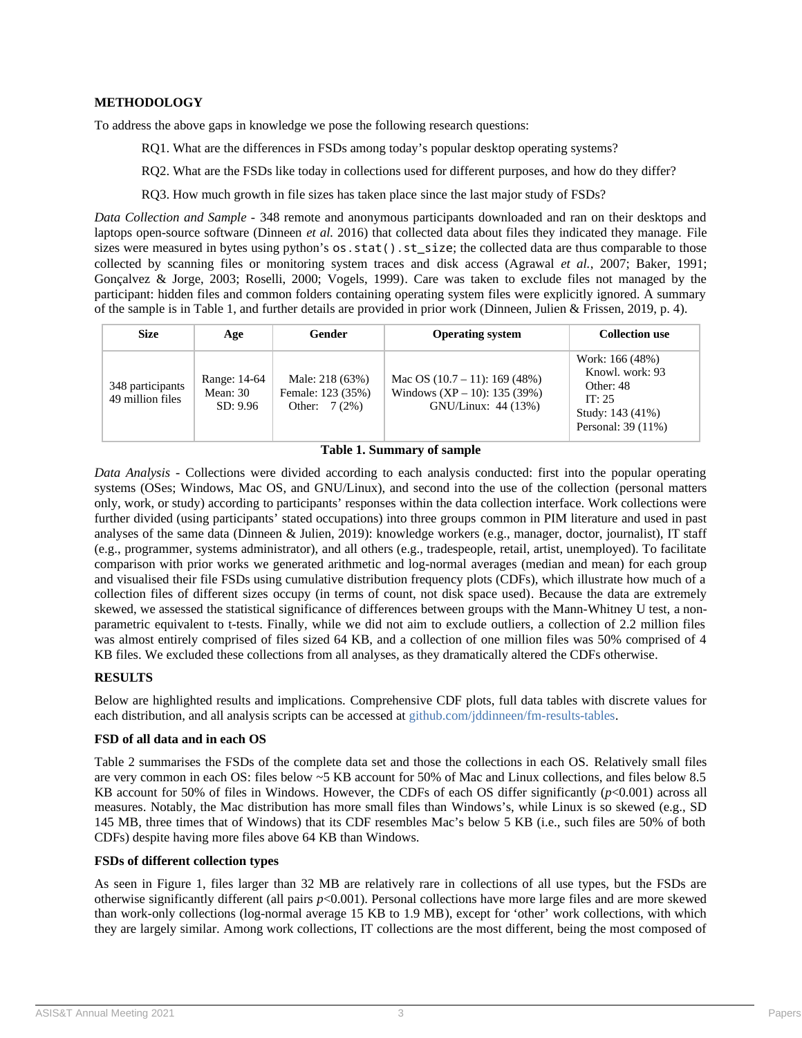**METHODOLOGY**

To address the above gaps in knowledge we pose the following research questions:

RQ1. What are the differences in FSDs among today's popular desktop operating systems?

RQ2. What are the FSDs like today in collections used for different purposes, and how do they differ?

RQ3. How much growth in file sizes has taken place since the last major study of FSDs?

*Data Collection and Sample* - 348 remote and anonymous participants downloaded and ran on their desktops and laptops open-source software (Dinneen *et al.* 2016) that collected data about files they indicated they manage. File sizes were measured in bytes using python's `os.stat().st_size`; the collected data are thus comparable to those collected by scanning files or monitoring system traces and disk access (Agrawal *et al.*, 2007; Baker, 1991; Gonçalvez & Jorge, 2003; Roselli, 2000; Vogels, 1999). Care was taken to exclude files not managed by the participant: hidden files and common folders containing operating system files were explicitly ignored. A summary of the sample is in Table 1, and further details are provided in prior work (Dinneen, Julien & Frissen, 2019, p. 4).

| Size | Age | Gender | Operating system | Collection use |
|---|---|---|---|---|
| 348 participants<br>49 million files | Range: 14-64<br>Mean: 30<br>SD: 9.96 | Male: 218 (63%)<br>Female: 123 (35%)<br>Other: 7 (2%) | Mac OS (10.7 – 11): 169 (48%)<br>Windows (XP – 10): 135 (39%)<br>GNU/Linux: 44 (13%) | Work: 166 (48%)<br>Knowl. work: 93<br>Other: 48<br>IT: 25<br>Study: 143 (41%)<br>Personal: 39 (11%) |

**Table 1. Summary of sample**

*Data Analysis* - Collections were divided according to each analysis conducted: first into the popular operating systems (OSes; Windows, Mac OS, and GNU/Linux), and second into the use of the collection (personal matters only, work, or study) according to participants' responses within the data collection interface. Work collections were further divided (using participants' stated occupations) into three groups common in PIM literature and used in past analyses of the same data (Dinneen & Julien, 2019): knowledge workers (e.g., manager, doctor, journalist), IT staff (e.g., programmer, systems administrator), and all others (e.g., tradespeople, retail, artist, unemployed). To facilitate comparison with prior works we generated arithmetic and log-normal averages (median and mean) for each group and visualised their file FSDs using cumulative distribution frequency plots (CDFs), which illustrate how much of a collection files of different sizes occupy (in terms of count, not disk space used). Because the data are extremely skewed, we assessed the statistical significance of differences between groups with the Mann-Whitney U test, a non-parametric equivalent to t-tests. Finally, while we did not aim to exclude outliers, a collection of 2.2 million files was almost entirely comprised of files sized 64 KB, and a collection of one million files was 50% comprised of 4 KB files. We excluded these collections from all analyses, as they dramatically altered the CDFs otherwise.

**RESULTS**

Below are highlighted results and implications. Comprehensive CDF plots, full data tables with discrete values for each distribution, and all analysis scripts can be accessed at github.com/jddinneen/fm-results-tables.

**FSD of all data and in each OS**

Table 2 summarises the FSDs of the complete data set and those the collections in each OS. Relatively small files are very common in each OS: files below ~5 KB account for 50% of Mac and Linux collections, and files below 8.5 KB account for 50% of files in Windows. However, the CDFs of each OS differ significantly ($p$<0.001) across all measures. Notably, the Mac distribution has more small files than Windows's, while Linux is so skewed (e.g., SD 145 MB, three times that of Windows) that its CDF resembles Mac's below 5 KB (i.e., such files are 50% of both CDFs) despite having more files above 64 KB than Windows.

**FSDs of different collection types**

As seen in Figure 1, files larger than 32 MB are relatively rare in collections of all use types, but the FSDs are otherwise significantly different (all pairs $p$<0.001). Personal collections have more large files and are more skewed than work-only collections (log-normal average 15 KB to 1.9 MB), except for 'other' work collections, with which they are largely similar. Among work collections, IT collections are the most different, being the most composed of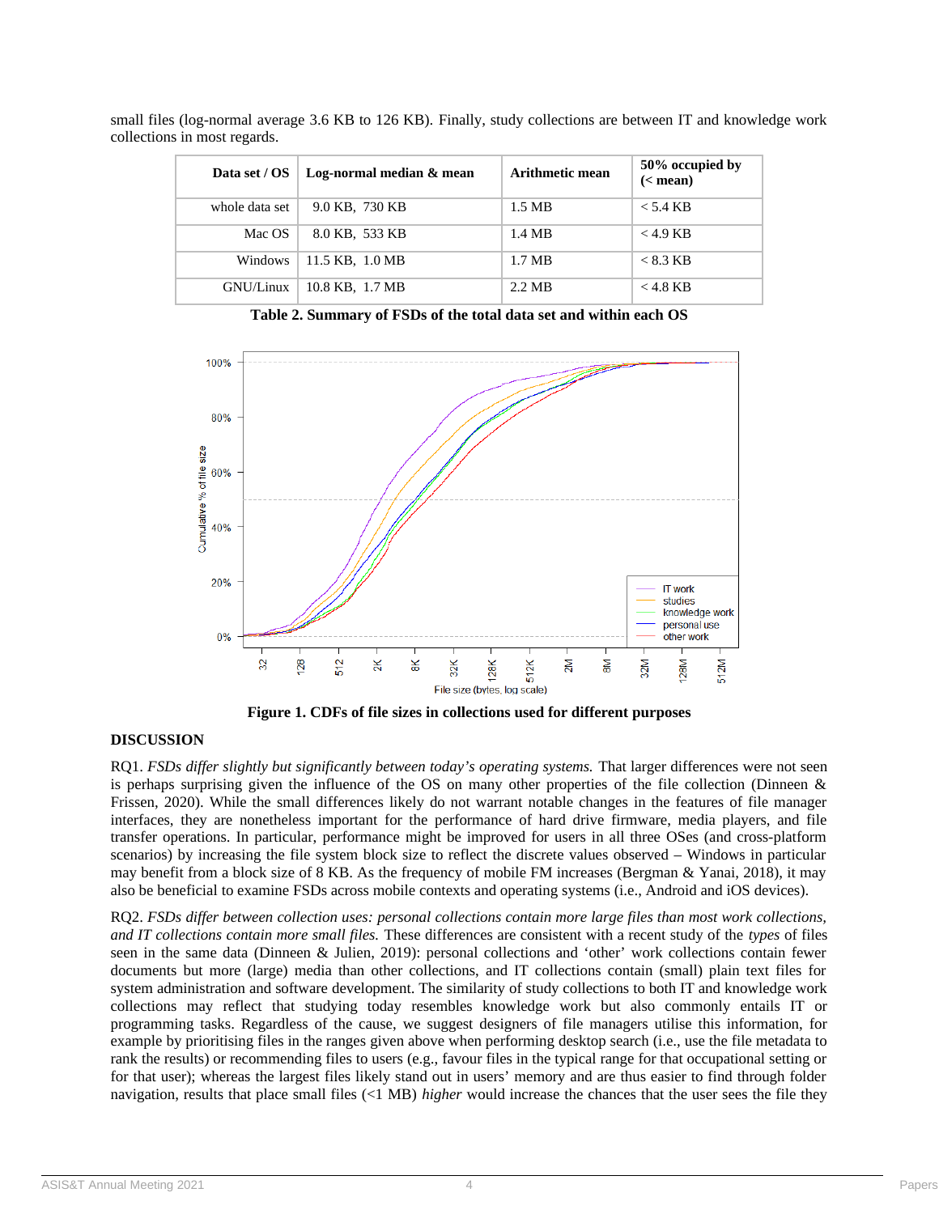small files (log-normal average 3.6 KB to 126 KB). Finally, study collections are between IT and knowledge work collections in most regards.

| Data set / OS | Log-normal median & mean | Arithmetic mean | 50% occupied by (< mean) |
|---|---|---|---|
| whole data set | 9.0 KB, 730 KB | 1.5 MB | < 5.4 KB |
| Mac OS | 8.0 KB, 533 KB | 1.4 MB | < 4.9 KB |
| Windows | 11.5 KB, 1.0 MB | 1.7 MB | < 8.3 KB |
| GNU/Linux | 10.8 KB, 1.7 MB | 2.2 MB | < 4.8 KB |

**Table 2. Summary of FSDs of the total data set and within each OS**

**Figure 1. CDFs of file sizes in collections used for different purposes**

## DISCUSSION

RQ1. *FSDs differ slightly but significantly between today's operating systems.* That larger differences were not seen is perhaps surprising given the influence of the OS on many other properties of the file collection (Dinneen & Frissen, 2020). While the small differences likely do not warrant notable changes in the features of file manager interfaces, they are nonetheless important for the performance of hard drive firmware, media players, and file transfer operations. In particular, performance might be improved for users in all three OSes (and cross-platform scenarios) by increasing the file system block size to reflect the discrete values observed – Windows in particular may benefit from a block size of 8 KB. As the frequency of mobile FM increases (Bergman & Yanai, 2018), it may also be beneficial to examine FSDs across mobile contexts and operating systems (i.e., Android and iOS devices).

RQ2. *FSDs differ between collection uses: personal collections contain more large files than most work collections, and IT collections contain more small files.* These differences are consistent with a recent study of the *types* of files seen in the same data (Dinneen & Julien, 2019): personal collections and 'other' work collections contain fewer documents but more (large) media than other collections, and IT collections contain (small) plain text files for system administration and software development. The similarity of study collections to both IT and knowledge work collections may reflect that studying today resembles knowledge work but also commonly entails IT or programming tasks. Regardless of the cause, we suggest designers of file managers utilise this information, for example by prioritising files in the ranges given above when performing desktop search (i.e., use the file metadata to rank the results) or recommending files to users (e.g., favour files in the typical range for that occupational setting or for that user); whereas the largest files likely stand out in users' memory and are thus easier to find through folder navigation, results that place small files (<1 MB) *higher* would increase the chances that the user sees the file they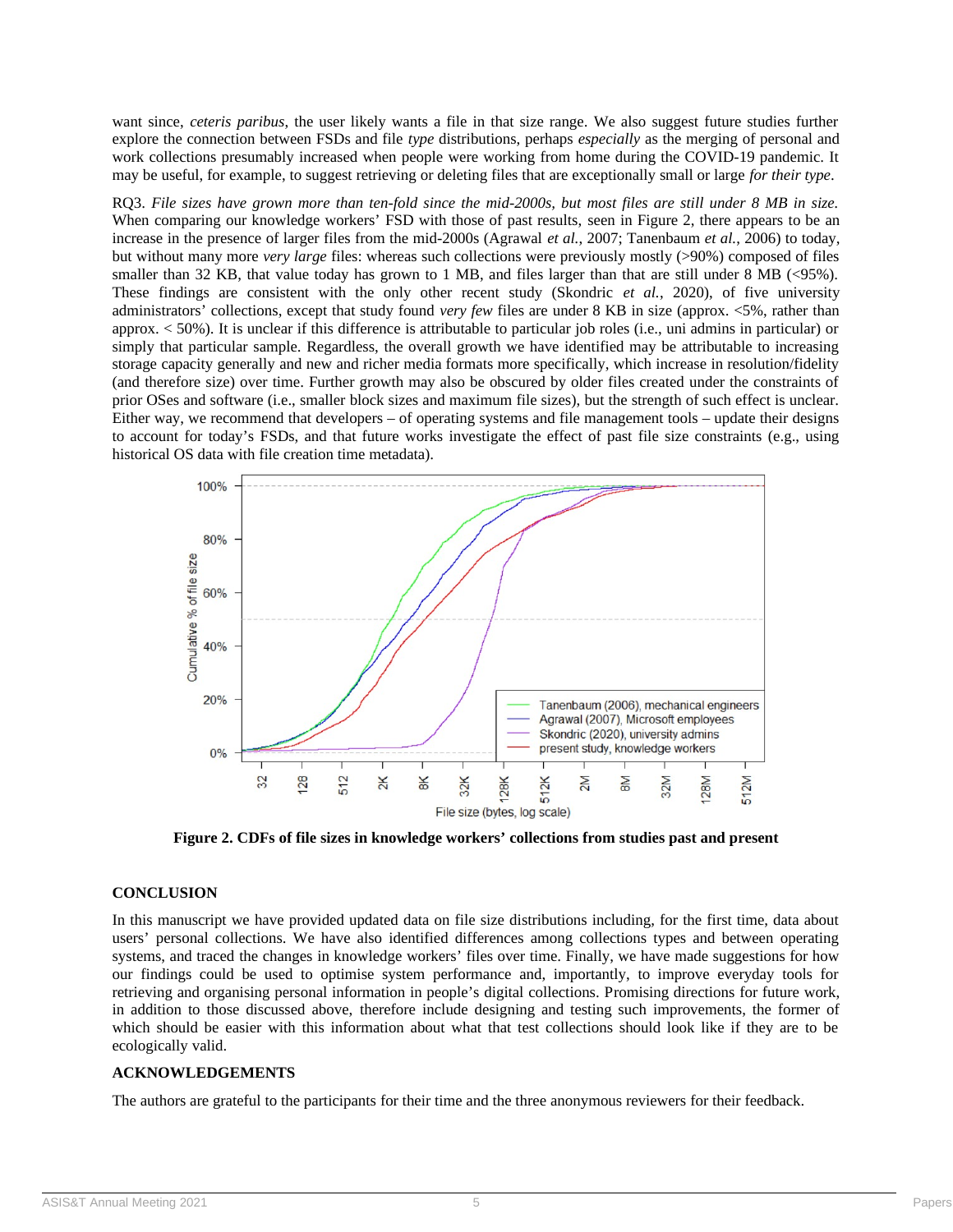want since, *ceteris paribus*, the user likely wants a file in that size range. We also suggest future studies further explore the connection between FSDs and file *type* distributions, perhaps *especially* as the merging of personal and work collections presumably increased when people were working from home during the COVID-19 pandemic. It may be useful, for example, to suggest retrieving or deleting files that are exceptionally small or large *for their type*.

RQ3. *File sizes have grown more than ten-fold since the mid-2000s, but most files are still under 8 MB in size.* When comparing our knowledge workers' FSD with those of past results, seen in Figure 2, there appears to be an increase in the presence of larger files from the mid-2000s (Agrawal *et al.*, 2007; Tanenbaum *et al.*, 2006) to today, but without many more *very large* files: whereas such collections were previously mostly (>90%) composed of files smaller than 32 KB, that value today has grown to 1 MB, and files larger than that are still under 8 MB (<95%). These findings are consistent with the only other recent study (Skondric *et al.*, 2020), of five university administrators' collections, except that study found *very few* files are under 8 KB in size (approx. <5%, rather than approx. < 50%). It is unclear if this difference is attributable to particular job roles (i.e., uni admins in particular) or simply that particular sample. Regardless, the overall growth we have identified may be attributable to increasing storage capacity generally and new and richer media formats more specifically, which increase in resolution/fidelity (and therefore size) over time. Further growth may also be obscured by older files created under the constraints of prior OSes and software (i.e., smaller block sizes and maximum file sizes), but the strength of such effect is unclear. Either way, we recommend that developers – of operating systems and file management tools – update their designs to account for today's FSDs, and that future works investigate the effect of past file size constraints (e.g., using historical OS data with file creation time metadata).

**Figure 2. CDFs of file sizes in knowledge workers' collections from studies past and present**

## CONCLUSION

In this manuscript we have provided updated data on file size distributions including, for the first time, data about users' personal collections. We have also identified differences among collections types and between operating systems, and traced the changes in knowledge workers' files over time. Finally, we have made suggestions for how our findings could be used to optimise system performance and, importantly, to improve everyday tools for retrieving and organising personal information in people's digital collections. Promising directions for future work, in addition to those discussed above, therefore include designing and testing such improvements, the former of which should be easier with this information about what that test collections should look like if they are to be ecologically valid.

## ACKNOWLEDGEMENTS

The authors are grateful to the participants for their time and the three anonymous reviewers for their feedback.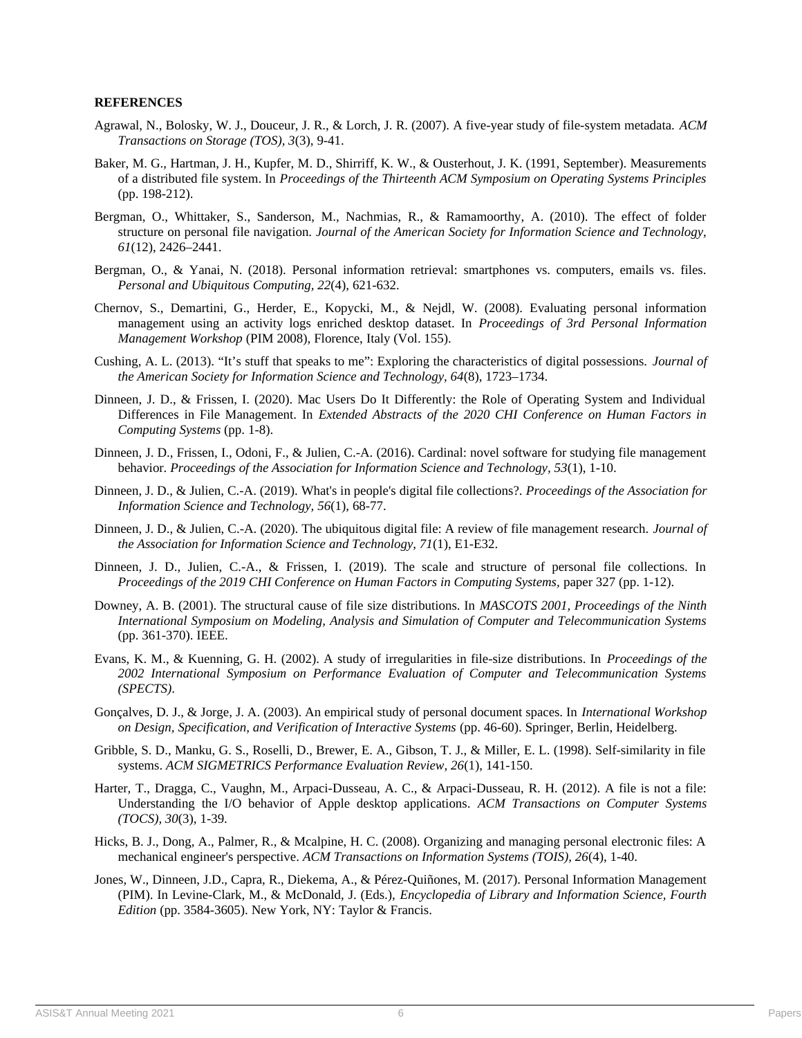**REFERENCES**

Agrawal, N., Bolosky, W. J., Douceur, J. R., & Lorch, J. R. (2007). A five-year study of file-system metadata. *ACM Transactions on Storage (TOS), 3*(3), 9-41.

Baker, M. G., Hartman, J. H., Kupfer, M. D., Shirriff, K. W., & Ousterhout, J. K. (1991, September). Measurements of a distributed file system. In *Proceedings of the Thirteenth ACM Symposium on Operating Systems Principles* (pp. 198-212).

Bergman, O., Whittaker, S., Sanderson, M., Nachmias, R., & Ramamoorthy, A. (2010). The effect of folder structure on personal file navigation. *Journal of the American Society for Information Science and Technology, 61*(12), 2426–2441.

Bergman, O., & Yanai, N. (2018). Personal information retrieval: smartphones vs. computers, emails vs. files. *Personal and Ubiquitous Computing, 22*(4), 621-632.

Chernov, S., Demartini, G., Herder, E., Kopycki, M., & Nejdl, W. (2008). Evaluating personal information management using an activity logs enriched desktop dataset. In *Proceedings of 3rd Personal Information Management Workshop* (PIM 2008), Florence, Italy (Vol. 155).

Cushing, A. L. (2013). "It's stuff that speaks to me": Exploring the characteristics of digital possessions. *Journal of the American Society for Information Science and Technology, 64*(8), 1723–1734.

Dinneen, J. D., & Frissen, I. (2020). Mac Users Do It Differently: the Role of Operating System and Individual Differences in File Management. In *Extended Abstracts of the 2020 CHI Conference on Human Factors in Computing Systems* (pp. 1-8).

Dinneen, J. D., Frissen, I., Odoni, F., & Julien, C.-A. (2016). Cardinal: novel software for studying file management behavior. *Proceedings of the Association for Information Science and Technology, 53*(1), 1-10.

Dinneen, J. D., & Julien, C.-A. (2019). What's in people's digital file collections?. *Proceedings of the Association for Information Science and Technology, 56*(1), 68-77.

Dinneen, J. D., & Julien, C.-A. (2020). The ubiquitous digital file: A review of file management research. *Journal of the Association for Information Science and Technology, 71*(1), E1-E32.

Dinneen, J. D., Julien, C.-A., & Frissen, I. (2019). The scale and structure of personal file collections. In *Proceedings of the 2019 CHI Conference on Human Factors in Computing Systems*, paper 327 (pp. 1-12).

Downey, A. B. (2001). The structural cause of file size distributions. In *MASCOTS 2001, Proceedings of the Ninth International Symposium on Modeling, Analysis and Simulation of Computer and Telecommunication Systems* (pp. 361-370). IEEE.

Evans, K. M., & Kuenning, G. H. (2002). A study of irregularities in file-size distributions. In *Proceedings of the 2002 International Symposium on Performance Evaluation of Computer and Telecommunication Systems (SPECTS)*.

Gonçalves, D. J., & Jorge, J. A. (2003). An empirical study of personal document spaces. In *International Workshop on Design, Specification, and Verification of Interactive Systems* (pp. 46-60). Springer, Berlin, Heidelberg.

Gribble, S. D., Manku, G. S., Roselli, D., Brewer, E. A., Gibson, T. J., & Miller, E. L. (1998). Self-similarity in file systems. *ACM SIGMETRICS Performance Evaluation Review, 26*(1), 141-150.

Harter, T., Dragga, C., Vaughn, M., Arpaci-Dusseau, A. C., & Arpaci-Dusseau, R. H. (2012). A file is not a file: Understanding the I/O behavior of Apple desktop applications. *ACM Transactions on Computer Systems (TOCS), 30*(3), 1-39.

Hicks, B. J., Dong, A., Palmer, R., & Mcalpine, H. C. (2008). Organizing and managing personal electronic files: A mechanical engineer's perspective. *ACM Transactions on Information Systems (TOIS), 26*(4), 1-40.

Jones, W., Dinneen, J.D., Capra, R., Diekema, A., & Pérez-Quiñones, M. (2017). Personal Information Management (PIM). In Levine-Clark, M., & McDonald, J. (Eds.), *Encyclopedia of Library and Information Science, Fourth Edition* (pp. 3584-3605). New York, NY: Taylor & Francis.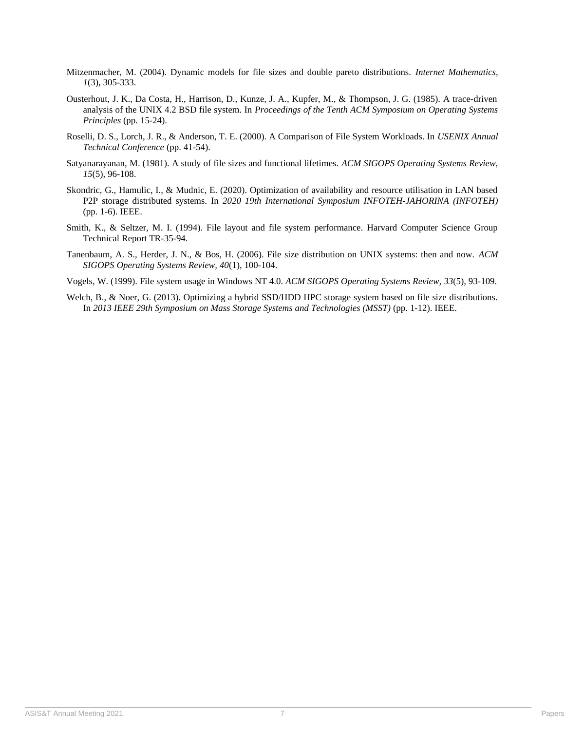Mitzenmacher, M. (2004). Dynamic models for file sizes and double pareto distributions. *Internet Mathematics, 1*(3), 305-333.

Ousterhout, J. K., Da Costa, H., Harrison, D., Kunze, J. A., Kupfer, M., & Thompson, J. G. (1985). A trace-driven analysis of the UNIX 4.2 BSD file system. In *Proceedings of the Tenth ACM Symposium on Operating Systems Principles* (pp. 15-24).

Roselli, D. S., Lorch, J. R., & Anderson, T. E. (2000). A Comparison of File System Workloads. In *USENIX Annual Technical Conference* (pp. 41-54).

Satyanarayanan, M. (1981). A study of file sizes and functional lifetimes. *ACM SIGOPS Operating Systems Review, 15*(5), 96-108.

Skondric, G., Hamulic, I., & Mudnic, E. (2020). Optimization of availability and resource utilisation in LAN based P2P storage distributed systems. In *2020 19th International Symposium INFOTEH-JAHORINA (INFOTEH)* (pp. 1-6). IEEE.

Smith, K., & Seltzer, M. I. (1994). File layout and file system performance. Harvard Computer Science Group Technical Report TR-35-94.

Tanenbaum, A. S., Herder, J. N., & Bos, H. (2006). File size distribution on UNIX systems: then and now. *ACM SIGOPS Operating Systems Review, 40*(1), 100-104.

Vogels, W. (1999). File system usage in Windows NT 4.0. *ACM SIGOPS Operating Systems Review, 33*(5), 93-109.

Welch, B., & Noer, G. (2013). Optimizing a hybrid SSD/HDD HPC storage system based on file size distributions. In *2013 IEEE 29th Symposium on Mass Storage Systems and Technologies (MSST)* (pp. 1-12). IEEE.